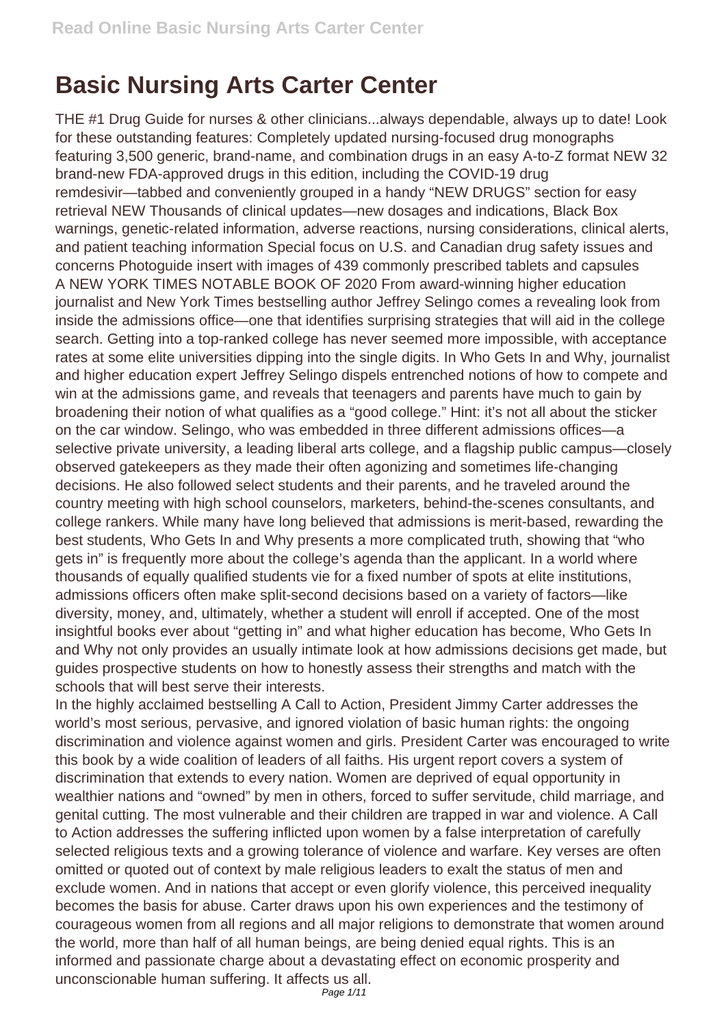# Basic Nursing Arts Carter Center

THE #1 Drug Guide for nurses & other clinicians...always dependable, always up to date! Look for these outstanding features: Completely updated nursing-focused drug monographs featuring 3,500 generic, brand-name, and combination drugs in an easy A-to-Z format NEW 32 brand-new FDA-approved drugs in this edition, including the COVID-19 drug remdesivir—tabbed and conveniently grouped in a handy "NEW DRUGS" section for easy retrieval NEW Thousands of clinical updates—new dosages and indications, Black Box warnings, genetic-related information, adverse reactions, nursing considerations, clinical alerts, and patient teaching information Special focus on U.S. and Canadian drug safety issues and concerns Photoguide insert with images of 439 commonly prescribed tablets and capsules A NEW YORK TIMES NOTABLE BOOK OF 2020 From award-winning higher education journalist and New York Times bestselling author Jeffrey Selingo comes a revealing look from inside the admissions office—one that identifies surprising strategies that will aid in the college search. Getting into a top-ranked college has never seemed more impossible, with acceptance rates at some elite universities dipping into the single digits. In Who Gets In and Why, journalist and higher education expert Jeffrey Selingo dispels entrenched notions of how to compete and win at the admissions game, and reveals that teenagers and parents have much to gain by broadening their notion of what qualifies as a "good college." Hint: it's not all about the sticker on the car window. Selingo, who was embedded in three different admissions offices—a selective private university, a leading liberal arts college, and a flagship public campus—closely observed gatekeepers as they made their often agonizing and sometimes life-changing decisions. He also followed select students and their parents, and he traveled around the country meeting with high school counselors, marketers, behind-the-scenes consultants, and college rankers. While many have long believed that admissions is merit-based, rewarding the best students, Who Gets In and Why presents a more complicated truth, showing that "who gets in" is frequently more about the college's agenda than the applicant. In a world where thousands of equally qualified students vie for a fixed number of spots at elite institutions, admissions officers often make split-second decisions based on a variety of factors—like diversity, money, and, ultimately, whether a student will enroll if accepted. One of the most insightful books ever about "getting in" and what higher education has become, Who Gets In and Why not only provides an usually intimate look at how admissions decisions get made, but guides prospective students on how to honestly assess their strengths and match with the schools that will best serve their interests.

In the highly acclaimed bestselling A Call to Action, President Jimmy Carter addresses the world's most serious, pervasive, and ignored violation of basic human rights: the ongoing discrimination and violence against women and girls. President Carter was encouraged to write this book by a wide coalition of leaders of all faiths. His urgent report covers a system of discrimination that extends to every nation. Women are deprived of equal opportunity in wealthier nations and "owned" by men in others, forced to suffer servitude, child marriage, and genital cutting. The most vulnerable and their children are trapped in war and violence. A Call to Action addresses the suffering inflicted upon women by a false interpretation of carefully selected religious texts and a growing tolerance of violence and warfare. Key verses are often omitted or quoted out of context by male religious leaders to exalt the status of men and exclude women. And in nations that accept or even glorify violence, this perceived inequality becomes the basis for abuse. Carter draws upon his own experiences and the testimony of courageous women from all regions and all major religions to demonstrate that women around the world, more than half of all human beings, are being denied equal rights. This is an informed and passionate charge about a devastating effect on economic prosperity and unconscionable human suffering. It affects us all.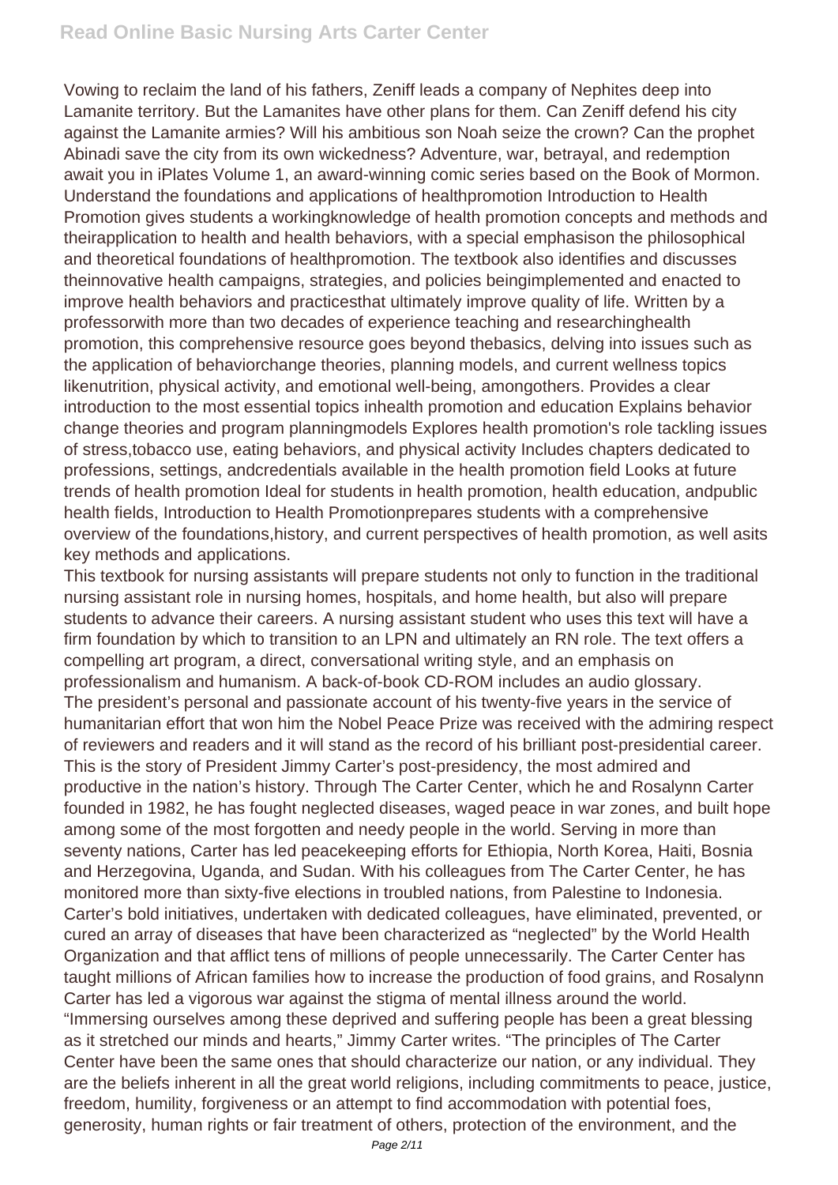Vowing to reclaim the land of his fathers, Zeniff leads a company of Nephites deep into Lamanite territory. But the Lamanites have other plans for them. Can Zeniff defend his city against the Lamanite armies? Will his ambitious son Noah seize the crown? Can the prophet Abinadi save the city from its own wickedness? Adventure, war, betrayal, and redemption await you in iPlates Volume 1, an award-winning comic series based on the Book of Mormon. Understand the foundations and applications of healthpromotion Introduction to Health Promotion gives students a workingknowledge of health promotion concepts and methods and theirapplication to health and health behaviors, with a special emphasison the philosophical and theoretical foundations of healthpromotion. The textbook also identifies and discusses theinnovative health campaigns, strategies, and policies beingimplemented and enacted to improve health behaviors and practicesthat ultimately improve quality of life. Written by a professorwith more than two decades of experience teaching and researchinghealth promotion, this comprehensive resource goes beyond thebasics, delving into issues such as the application of behaviorchange theories, planning models, and current wellness topics likenutrition, physical activity, and emotional well-being, amongothers. Provides a clear introduction to the most essential topics inhealth promotion and education Explains behavior change theories and program planningmodels Explores health promotion's role tackling issues of stress,tobacco use, eating behaviors, and physical activity Includes chapters dedicated to professions, settings, andcredentials available in the health promotion field Looks at future trends of health promotion Ideal for students in health promotion, health education, andpublic health fields, Introduction to Health Promotionprepares students with a comprehensive overview of the foundations,history, and current perspectives of health promotion, as well asits key methods and applications.

This textbook for nursing assistants will prepare students not only to function in the traditional nursing assistant role in nursing homes, hospitals, and home health, but also will prepare students to advance their careers. A nursing assistant student who uses this text will have a firm foundation by which to transition to an LPN and ultimately an RN role. The text offers a compelling art program, a direct, conversational writing style, and an emphasis on professionalism and humanism. A back-of-book CD-ROM includes an audio glossary.

The president's personal and passionate account of his twenty-five years in the service of humanitarian effort that won him the Nobel Peace Prize was received with the admiring respect of reviewers and readers and it will stand as the record of his brilliant post-presidential career. This is the story of President Jimmy Carter's post-presidency, the most admired and productive in the nation's history. Through The Carter Center, which he and Rosalynn Carter founded in 1982, he has fought neglected diseases, waged peace in war zones, and built hope among some of the most forgotten and needy people in the world. Serving in more than seventy nations, Carter has led peacekeeping efforts for Ethiopia, North Korea, Haiti, Bosnia and Herzegovina, Uganda, and Sudan. With his colleagues from The Carter Center, he has monitored more than sixty-five elections in troubled nations, from Palestine to Indonesia. Carter's bold initiatives, undertaken with dedicated colleagues, have eliminated, prevented, or cured an array of diseases that have been characterized as "neglected" by the World Health Organization and that afflict tens of millions of people unnecessarily. The Carter Center has taught millions of African families how to increase the production of food grains, and Rosalynn Carter has led a vigorous war against the stigma of mental illness around the world. "Immersing ourselves among these deprived and suffering people has been a great blessing as it stretched our minds and hearts," Jimmy Carter writes. "The principles of The Carter Center have been the same ones that should characterize our nation, or any individual. They are the beliefs inherent in all the great world religions, including commitments to peace, justice, freedom, humility, forgiveness or an attempt to find accommodation with potential foes, generosity, human rights or fair treatment of others, protection of the environment, and the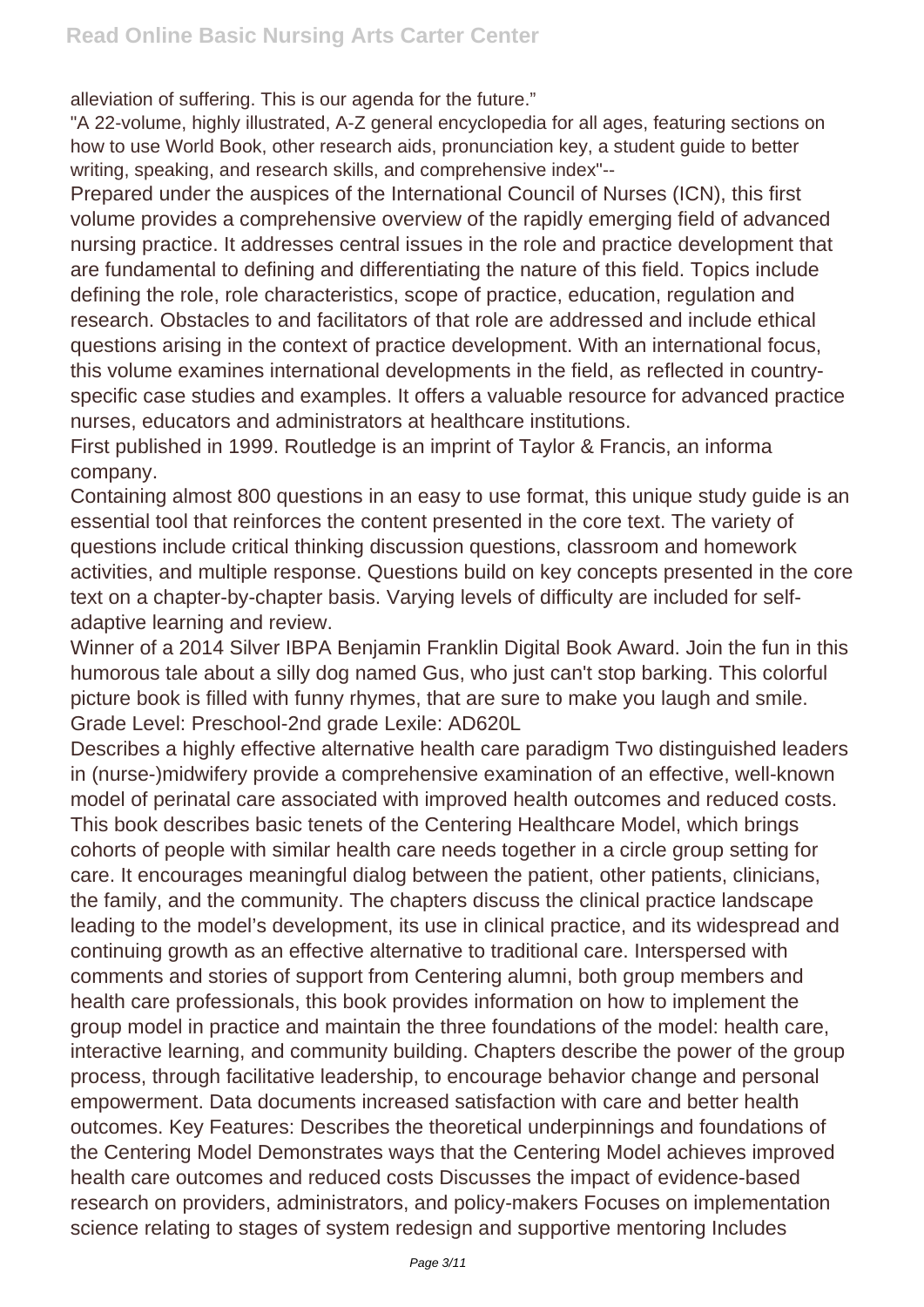alleviation of suffering. This is our agenda for the future."

"A 22-volume, highly illustrated, A-Z general encyclopedia for all ages, featuring sections on how to use World Book, other research aids, pronunciation key, a student guide to better writing, speaking, and research skills, and comprehensive index"--

Prepared under the auspices of the International Council of Nurses (ICN), this first volume provides a comprehensive overview of the rapidly emerging field of advanced nursing practice. It addresses central issues in the role and practice development that are fundamental to defining and differentiating the nature of this field. Topics include defining the role, role characteristics, scope of practice, education, regulation and research. Obstacles to and facilitators of that role are addressed and include ethical questions arising in the context of practice development. With an international focus, this volume examines international developments in the field, as reflected in country-specific case studies and examples. It offers a valuable resource for advanced practice nurses, educators and administrators at healthcare institutions.

First published in 1999. Routledge is an imprint of Taylor & Francis, an informa company.

Containing almost 800 questions in an easy to use format, this unique study guide is an essential tool that reinforces the content presented in the core text. The variety of questions include critical thinking discussion questions, classroom and homework activities, and multiple response. Questions build on key concepts presented in the core text on a chapter-by-chapter basis. Varying levels of difficulty are included for self-adaptive learning and review.

Winner of a 2014 Silver IBPA Benjamin Franklin Digital Book Award. Join the fun in this humorous tale about a silly dog named Gus, who just can't stop barking. This colorful picture book is filled with funny rhymes, that are sure to make you laugh and smile. Grade Level: Preschool-2nd grade Lexile: AD620L

Describes a highly effective alternative health care paradigm Two distinguished leaders in (nurse-)midwifery provide a comprehensive examination of an effective, well-known model of perinatal care associated with improved health outcomes and reduced costs. This book describes basic tenets of the Centering Healthcare Model, which brings cohorts of people with similar health care needs together in a circle group setting for care. It encourages meaningful dialog between the patient, other patients, clinicians, the family, and the community. The chapters discuss the clinical practice landscape leading to the model's development, its use in clinical practice, and its widespread and continuing growth as an effective alternative to traditional care. Interspersed with comments and stories of support from Centering alumni, both group members and health care professionals, this book provides information on how to implement the group model in practice and maintain the three foundations of the model: health care, interactive learning, and community building. Chapters describe the power of the group process, through facilitative leadership, to encourage behavior change and personal empowerment. Data documents increased satisfaction with care and better health outcomes. Key Features: Describes the theoretical underpinnings and foundations of the Centering Model Demonstrates ways that the Centering Model achieves improved health care outcomes and reduced costs Discusses the impact of evidence-based research on providers, administrators, and policy-makers Focuses on implementation science relating to stages of system redesign and supportive mentoring Includes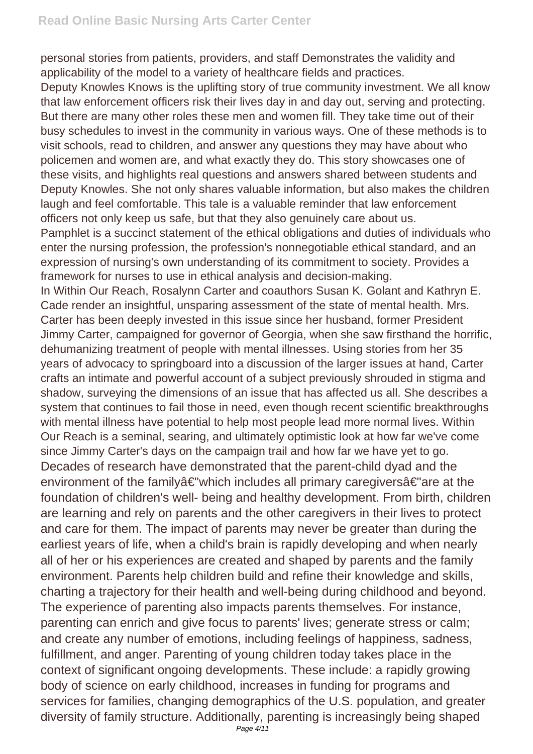personal stories from patients, providers, and staff Demonstrates the validity and applicability of the model to a variety of healthcare fields and practices.

Deputy Knowles Knows is the uplifting story of true community investment. We all know that law enforcement officers risk their lives day in and day out, serving and protecting. But there are many other roles these men and women fill. They take time out of their busy schedules to invest in the community in various ways. One of these methods is to visit schools, read to children, and answer any questions they may have about who policemen and women are, and what exactly they do. This story showcases one of these visits, and highlights real questions and answers shared between students and Deputy Knowles. She not only shares valuable information, but also makes the children laugh and feel comfortable. This tale is a valuable reminder that law enforcement officers not only keep us safe, but that they also genuinely care about us.

Pamphlet is a succinct statement of the ethical obligations and duties of individuals who enter the nursing profession, the profession's nonnegotiable ethical standard, and an expression of nursing's own understanding of its commitment to society. Provides a framework for nurses to use in ethical analysis and decision-making.

In Within Our Reach, Rosalynn Carter and coauthors Susan K. Golant and Kathryn E. Cade render an insightful, unsparing assessment of the state of mental health. Mrs. Carter has been deeply invested in this issue since her husband, former President Jimmy Carter, campaigned for governor of Georgia, when she saw firsthand the horrific, dehumanizing treatment of people with mental illnesses. Using stories from her 35 years of advocacy to springboard into a discussion of the larger issues at hand, Carter crafts an intimate and powerful account of a subject previously shrouded in stigma and shadow, surveying the dimensions of an issue that has affected us all. She describes a system that continues to fail those in need, even though recent scientific breakthroughs with mental illness have potential to help most people lead more normal lives. Within Our Reach is a seminal, searing, and ultimately optimistic look at how far we've come since Jimmy Carter's days on the campaign trail and how far we have yet to go.

Decades of research have demonstrated that the parent-child dyad and the environment of the familyâ€"which includes all primary caregiversâ€"are at the foundation of children's well- being and healthy development. From birth, children are learning and rely on parents and the other caregivers in their lives to protect and care for them. The impact of parents may never be greater than during the earliest years of life, when a child's brain is rapidly developing and when nearly all of her or his experiences are created and shaped by parents and the family environment. Parents help children build and refine their knowledge and skills, charting a trajectory for their health and well-being during childhood and beyond. The experience of parenting also impacts parents themselves. For instance, parenting can enrich and give focus to parents' lives; generate stress or calm; and create any number of emotions, including feelings of happiness, sadness, fulfillment, and anger. Parenting of young children today takes place in the context of significant ongoing developments. These include: a rapidly growing body of science on early childhood, increases in funding for programs and services for families, changing demographics of the U.S. population, and greater diversity of family structure. Additionally, parenting is increasingly being shaped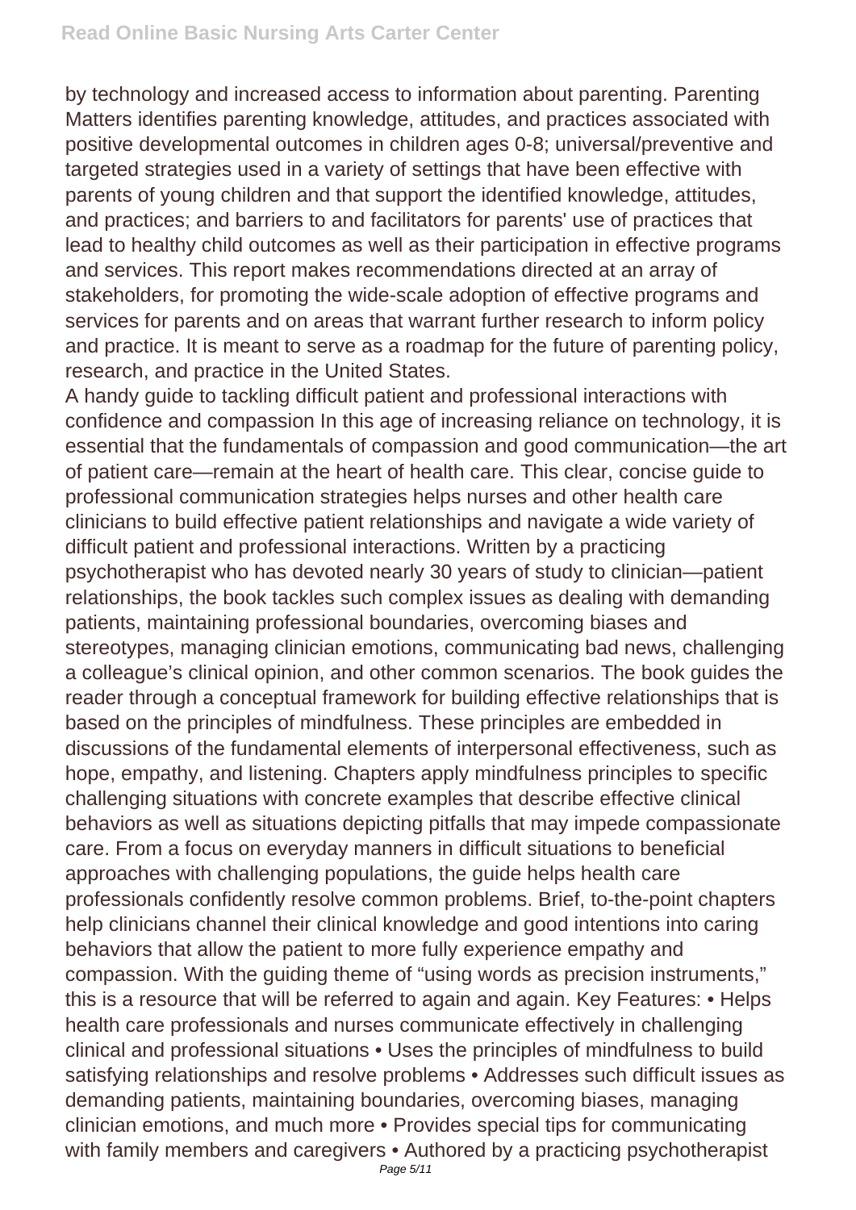by technology and increased access to information about parenting. Parenting Matters identifies parenting knowledge, attitudes, and practices associated with positive developmental outcomes in children ages 0-8; universal/preventive and targeted strategies used in a variety of settings that have been effective with parents of young children and that support the identified knowledge, attitudes, and practices; and barriers to and facilitators for parents' use of practices that lead to healthy child outcomes as well as their participation in effective programs and services. This report makes recommendations directed at an array of stakeholders, for promoting the wide-scale adoption of effective programs and services for parents and on areas that warrant further research to inform policy and practice. It is meant to serve as a roadmap for the future of parenting policy, research, and practice in the United States.

A handy guide to tackling difficult patient and professional interactions with confidence and compassion In this age of increasing reliance on technology, it is essential that the fundamentals of compassion and good communication—the art of patient care—remain at the heart of health care. This clear, concise guide to professional communication strategies helps nurses and other health care clinicians to build effective patient relationships and navigate a wide variety of difficult patient and professional interactions. Written by a practicing psychotherapist who has devoted nearly 30 years of study to clinician—patient relationships, the book tackles such complex issues as dealing with demanding patients, maintaining professional boundaries, overcoming biases and stereotypes, managing clinician emotions, communicating bad news, challenging a colleague's clinical opinion, and other common scenarios. The book guides the reader through a conceptual framework for building effective relationships that is based on the principles of mindfulness. These principles are embedded in discussions of the fundamental elements of interpersonal effectiveness, such as hope, empathy, and listening. Chapters apply mindfulness principles to specific challenging situations with concrete examples that describe effective clinical behaviors as well as situations depicting pitfalls that may impede compassionate care. From a focus on everyday manners in difficult situations to beneficial approaches with challenging populations, the guide helps health care professionals confidently resolve common problems. Brief, to-the-point chapters help clinicians channel their clinical knowledge and good intentions into caring behaviors that allow the patient to more fully experience empathy and compassion. With the guiding theme of "using words as precision instruments," this is a resource that will be referred to again and again. Key Features: • Helps health care professionals and nurses communicate effectively in challenging clinical and professional situations • Uses the principles of mindfulness to build satisfying relationships and resolve problems • Addresses such difficult issues as demanding patients, maintaining boundaries, overcoming biases, managing clinician emotions, and much more • Provides special tips for communicating with family members and caregivers • Authored by a practicing psychotherapist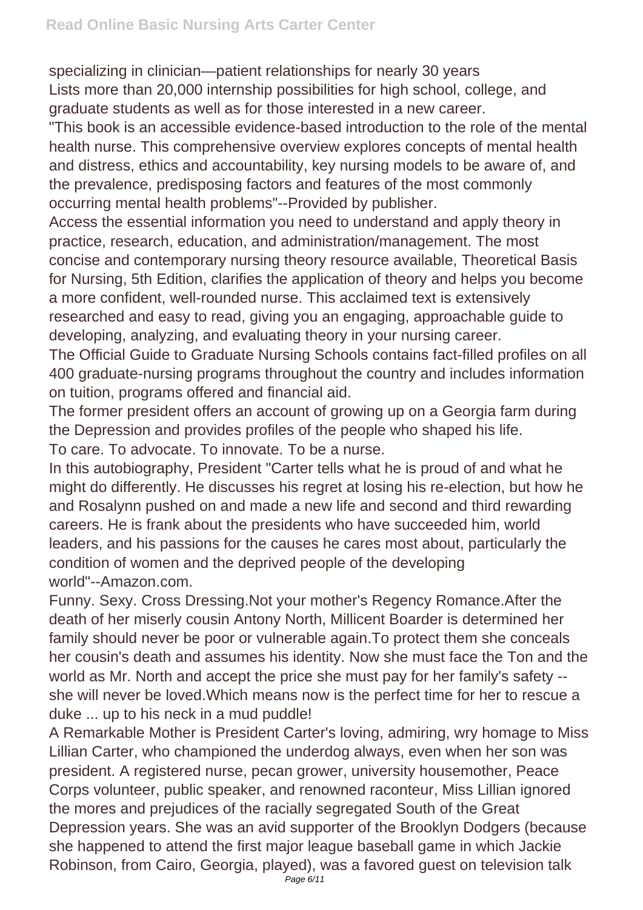specializing in clinician—patient relationships for nearly 30 years

Lists more than 20,000 internship possibilities for high school, college, and graduate students as well as for those interested in a new career.

"This book is an accessible evidence-based introduction to the role of the mental health nurse. This comprehensive overview explores concepts of mental health and distress, ethics and accountability, key nursing models to be aware of, and the prevalence, predisposing factors and features of the most commonly occurring mental health problems"--Provided by publisher.

Access the essential information you need to understand and apply theory in practice, research, education, and administration/management. The most concise and contemporary nursing theory resource available, Theoretical Basis for Nursing, 5th Edition, clarifies the application of theory and helps you become a more confident, well-rounded nurse. This acclaimed text is extensively researched and easy to read, giving you an engaging, approachable guide to developing, analyzing, and evaluating theory in your nursing career.

The Official Guide to Graduate Nursing Schools contains fact-filled profiles on all 400 graduate-nursing programs throughout the country and includes information on tuition, programs offered and financial aid.

The former president offers an account of growing up on a Georgia farm during the Depression and provides profiles of the people who shaped his life.

To care. To advocate. To innovate. To be a nurse.

In this autobiography, President "Carter tells what he is proud of and what he might do differently. He discusses his regret at losing his re-election, but how he and Rosalynn pushed on and made a new life and second and third rewarding careers. He is frank about the presidents who have succeeded him, world leaders, and his passions for the causes he cares most about, particularly the condition of women and the deprived people of the developing world"--Amazon.com.

Funny. Sexy. Cross Dressing.Not your mother's Regency Romance.After the death of her miserly cousin Antony North, Millicent Boarder is determined her family should never be poor or vulnerable again.To protect them she conceals her cousin's death and assumes his identity. Now she must face the Ton and the world as Mr. North and accept the price she must pay for her family's safety -- she will never be loved.Which means now is the perfect time for her to rescue a duke ... up to his neck in a mud puddle!

A Remarkable Mother is President Carter's loving, admiring, wry homage to Miss Lillian Carter, who championed the underdog always, even when her son was president. A registered nurse, pecan grower, university housemother, Peace Corps volunteer, public speaker, and renowned raconteur, Miss Lillian ignored the mores and prejudices of the racially segregated South of the Great Depression years. She was an avid supporter of the Brooklyn Dodgers (because she happened to attend the first major league baseball game in which Jackie Robinson, from Cairo, Georgia, played), was a favored guest on television talk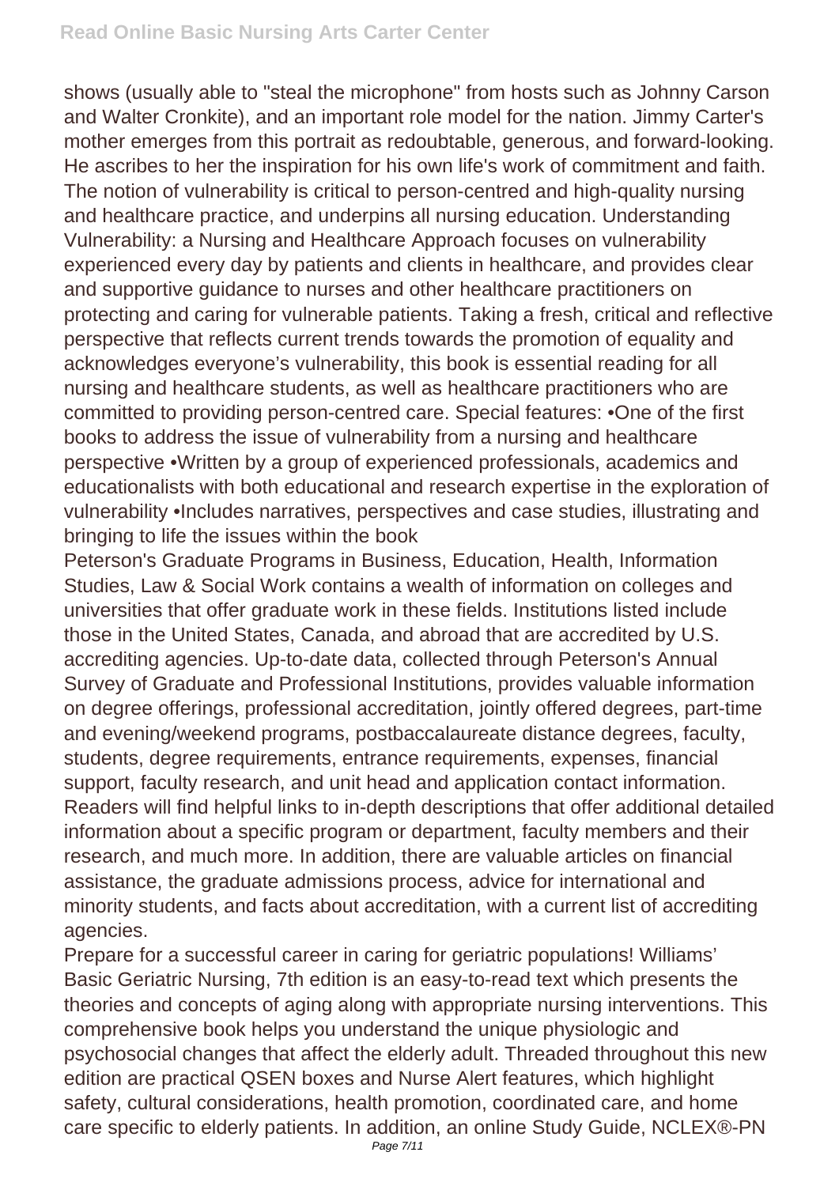shows (usually able to "steal the microphone" from hosts such as Johnny Carson and Walter Cronkite), and an important role model for the nation. Jimmy Carter's mother emerges from this portrait as redoubtable, generous, and forward-looking. He ascribes to her the inspiration for his own life's work of commitment and faith.
The notion of vulnerability is critical to person-centred and high-quality nursing and healthcare practice, and underpins all nursing education. Understanding Vulnerability: a Nursing and Healthcare Approach focuses on vulnerability experienced every day by patients and clients in healthcare, and provides clear and supportive guidance to nurses and other healthcare practitioners on protecting and caring for vulnerable patients. Taking a fresh, critical and reflective perspective that reflects current trends towards the promotion of equality and acknowledges everyone's vulnerability, this book is essential reading for all nursing and healthcare students, as well as healthcare practitioners who are committed to providing person-centred care. Special features: •One of the first books to address the issue of vulnerability from a nursing and healthcare perspective •Written by a group of experienced professionals, academics and educationalists with both educational and research expertise in the exploration of vulnerability •Includes narratives, perspectives and case studies, illustrating and bringing to life the issues within the book

Peterson's Graduate Programs in Business, Education, Health, Information Studies, Law & Social Work contains a wealth of information on colleges and universities that offer graduate work in these fields. Institutions listed include those in the United States, Canada, and abroad that are accredited by U.S. accrediting agencies. Up-to-date data, collected through Peterson's Annual Survey of Graduate and Professional Institutions, provides valuable information on degree offerings, professional accreditation, jointly offered degrees, part-time and evening/weekend programs, postbaccalaureate distance degrees, faculty, students, degree requirements, entrance requirements, expenses, financial support, faculty research, and unit head and application contact information. Readers will find helpful links to in-depth descriptions that offer additional detailed information about a specific program or department, faculty members and their research, and much more. In addition, there are valuable articles on financial assistance, the graduate admissions process, advice for international and minority students, and facts about accreditation, with a current list of accrediting agencies.

Prepare for a successful career in caring for geriatric populations! Williams' Basic Geriatric Nursing, 7th edition is an easy-to-read text which presents the theories and concepts of aging along with appropriate nursing interventions. This comprehensive book helps you understand the unique physiologic and psychosocial changes that affect the elderly adult. Threaded throughout this new edition are practical QSEN boxes and Nurse Alert features, which highlight safety, cultural considerations, health promotion, coordinated care, and home care specific to elderly patients. In addition, an online Study Guide, NCLEX®-PN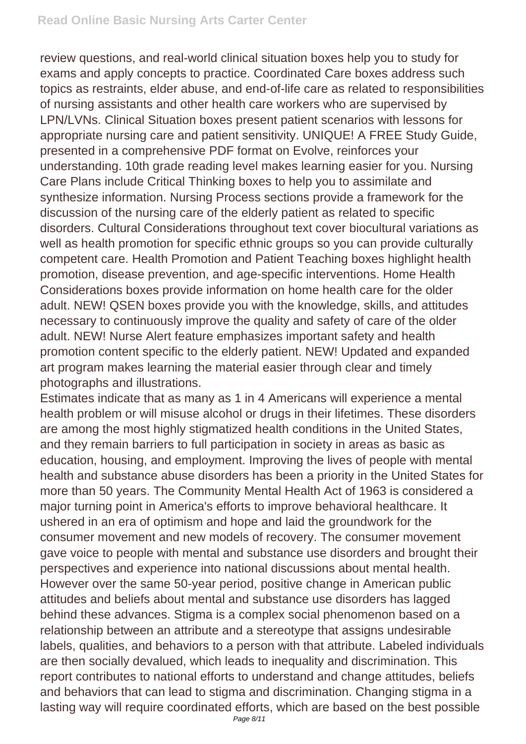review questions, and real-world clinical situation boxes help you to study for exams and apply concepts to practice. Coordinated Care boxes address such topics as restraints, elder abuse, and end-of-life care as related to responsibilities of nursing assistants and other health care workers who are supervised by LPN/LVNs. Clinical Situation boxes present patient scenarios with lessons for appropriate nursing care and patient sensitivity. UNIQUE! A FREE Study Guide, presented in a comprehensive PDF format on Evolve, reinforces your understanding. 10th grade reading level makes learning easier for you. Nursing Care Plans include Critical Thinking boxes to help you to assimilate and synthesize information. Nursing Process sections provide a framework for the discussion of the nursing care of the elderly patient as related to specific disorders. Cultural Considerations throughout text cover biocultural variations as well as health promotion for specific ethnic groups so you can provide culturally competent care. Health Promotion and Patient Teaching boxes highlight health promotion, disease prevention, and age-specific interventions. Home Health Considerations boxes provide information on home health care for the older adult. NEW! QSEN boxes provide you with the knowledge, skills, and attitudes necessary to continuously improve the quality and safety of care of the older adult. NEW! Nurse Alert feature emphasizes important safety and health promotion content specific to the elderly patient. NEW! Updated and expanded art program makes learning the material easier through clear and timely photographs and illustrations.

Estimates indicate that as many as 1 in 4 Americans will experience a mental health problem or will misuse alcohol or drugs in their lifetimes. These disorders are among the most highly stigmatized health conditions in the United States, and they remain barriers to full participation in society in areas as basic as education, housing, and employment. Improving the lives of people with mental health and substance abuse disorders has been a priority in the United States for more than 50 years. The Community Mental Health Act of 1963 is considered a major turning point in America's efforts to improve behavioral healthcare. It ushered in an era of optimism and hope and laid the groundwork for the consumer movement and new models of recovery. The consumer movement gave voice to people with mental and substance use disorders and brought their perspectives and experience into national discussions about mental health. However over the same 50-year period, positive change in American public attitudes and beliefs about mental and substance use disorders has lagged behind these advances. Stigma is a complex social phenomenon based on a relationship between an attribute and a stereotype that assigns undesirable labels, qualities, and behaviors to a person with that attribute. Labeled individuals are then socially devalued, which leads to inequality and discrimination. This report contributes to national efforts to understand and change attitudes, beliefs and behaviors that can lead to stigma and discrimination. Changing stigma in a lasting way will require coordinated efforts, which are based on the best possible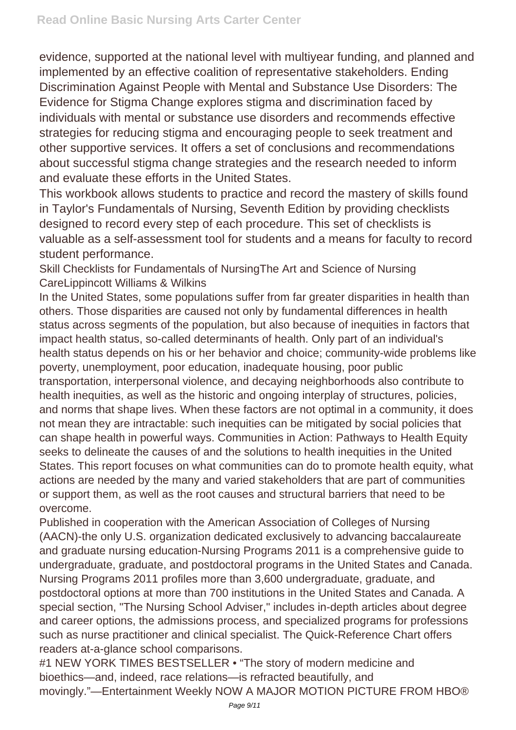evidence, supported at the national level with multiyear funding, and planned and implemented by an effective coalition of representative stakeholders. Ending Discrimination Against People with Mental and Substance Use Disorders: The Evidence for Stigma Change explores stigma and discrimination faced by individuals with mental or substance use disorders and recommends effective strategies for reducing stigma and encouraging people to seek treatment and other supportive services. It offers a set of conclusions and recommendations about successful stigma change strategies and the research needed to inform and evaluate these efforts in the United States.

This workbook allows students to practice and record the mastery of skills found in Taylor's Fundamentals of Nursing, Seventh Edition by providing checklists designed to record every step of each procedure. This set of checklists is valuable as a self-assessment tool for students and a means for faculty to record student performance.

Skill Checklists for Fundamentals of NursingThe Art and Science of Nursing CareLippincott Williams & Wilkins

In the United States, some populations suffer from far greater disparities in health than others. Those disparities are caused not only by fundamental differences in health status across segments of the population, but also because of inequities in factors that impact health status, so-called determinants of health. Only part of an individual's health status depends on his or her behavior and choice; community-wide problems like poverty, unemployment, poor education, inadequate housing, poor public transportation, interpersonal violence, and decaying neighborhoods also contribute to health inequities, as well as the historic and ongoing interplay of structures, policies, and norms that shape lives. When these factors are not optimal in a community, it does not mean they are intractable: such inequities can be mitigated by social policies that can shape health in powerful ways. Communities in Action: Pathways to Health Equity seeks to delineate the causes of and the solutions to health inequities in the United States. This report focuses on what communities can do to promote health equity, what actions are needed by the many and varied stakeholders that are part of communities or support them, as well as the root causes and structural barriers that need to be overcome.

Published in cooperation with the American Association of Colleges of Nursing (AACN)-the only U.S. organization dedicated exclusively to advancing baccalaureate and graduate nursing education-Nursing Programs 2011 is a comprehensive guide to undergraduate, graduate, and postdoctoral programs in the United States and Canada. Nursing Programs 2011 profiles more than 3,600 undergraduate, graduate, and postdoctoral options at more than 700 institutions in the United States and Canada. A special section, "The Nursing School Adviser," includes in-depth articles about degree and career options, the admissions process, and specialized programs for professions such as nurse practitioner and clinical specialist. The Quick-Reference Chart offers readers at-a-glance school comparisons.

#1 NEW YORK TIMES BESTSELLER • "The story of modern medicine and bioethics—and, indeed, race relations—is refracted beautifully, and movingly."—Entertainment Weekly NOW A MAJOR MOTION PICTURE FROM HBO®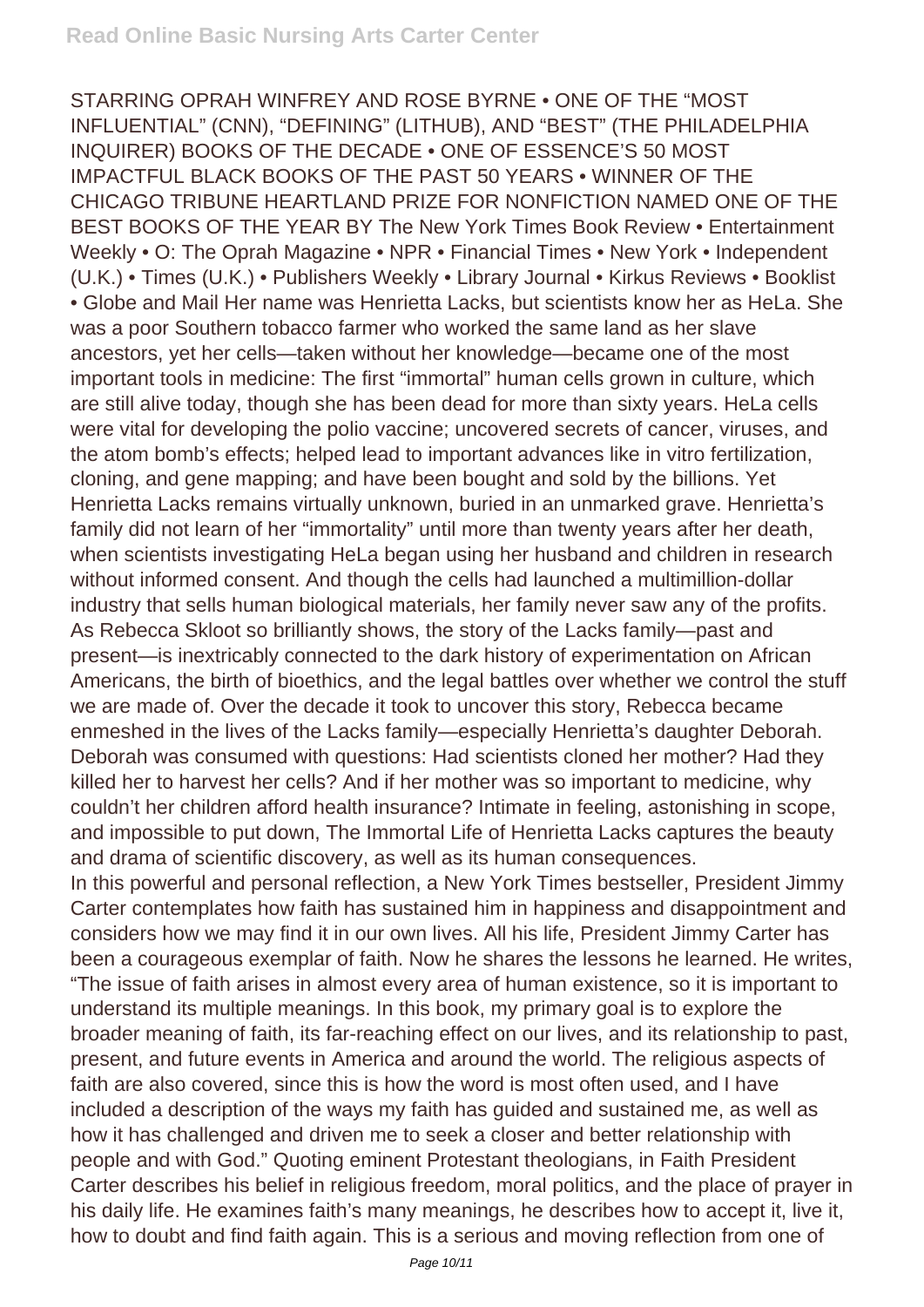STARRING OPRAH WINFREY AND ROSE BYRNE • ONE OF THE "MOST INFLUENTIAL" (CNN), "DEFINING" (LITHUB), AND "BEST" (THE PHILADELPHIA INQUIRER) BOOKS OF THE DECADE • ONE OF ESSENCE'S 50 MOST IMPACTFUL BLACK BOOKS OF THE PAST 50 YEARS • WINNER OF THE CHICAGO TRIBUNE HEARTLAND PRIZE FOR NONFICTION NAMED ONE OF THE BEST BOOKS OF THE YEAR BY The New York Times Book Review • Entertainment Weekly • O: The Oprah Magazine • NPR • Financial Times • New York • Independent (U.K.) • Times (U.K.) • Publishers Weekly • Library Journal • Kirkus Reviews • Booklist • Globe and Mail Her name was Henrietta Lacks, but scientists know her as HeLa. She was a poor Southern tobacco farmer who worked the same land as her slave ancestors, yet her cells—taken without her knowledge—became one of the most important tools in medicine: The first "immortal" human cells grown in culture, which are still alive today, though she has been dead for more than sixty years. HeLa cells were vital for developing the polio vaccine; uncovered secrets of cancer, viruses, and the atom bomb's effects; helped lead to important advances like in vitro fertilization, cloning, and gene mapping; and have been bought and sold by the billions. Yet Henrietta Lacks remains virtually unknown, buried in an unmarked grave. Henrietta's family did not learn of her "immortality" until more than twenty years after her death, when scientists investigating HeLa began using her husband and children in research without informed consent. And though the cells had launched a multimillion-dollar industry that sells human biological materials, her family never saw any of the profits. As Rebecca Skloot so brilliantly shows, the story of the Lacks family—past and present—is inextricably connected to the dark history of experimentation on African Americans, the birth of bioethics, and the legal battles over whether we control the stuff we are made of. Over the decade it took to uncover this story, Rebecca became enmeshed in the lives of the Lacks family—especially Henrietta's daughter Deborah. Deborah was consumed with questions: Had scientists cloned her mother? Had they killed her to harvest her cells? And if her mother was so important to medicine, why couldn't her children afford health insurance? Intimate in feeling, astonishing in scope, and impossible to put down, The Immortal Life of Henrietta Lacks captures the beauty and drama of scientific discovery, as well as its human consequences.

In this powerful and personal reflection, a New York Times bestseller, President Jimmy Carter contemplates how faith has sustained him in happiness and disappointment and considers how we may find it in our own lives. All his life, President Jimmy Carter has been a courageous exemplar of faith. Now he shares the lessons he learned. He writes, "The issue of faith arises in almost every area of human existence, so it is important to understand its multiple meanings. In this book, my primary goal is to explore the broader meaning of faith, its far-reaching effect on our lives, and its relationship to past, present, and future events in America and around the world. The religious aspects of faith are also covered, since this is how the word is most often used, and I have included a description of the ways my faith has guided and sustained me, as well as how it has challenged and driven me to seek a closer and better relationship with people and with God." Quoting eminent Protestant theologians, in Faith President Carter describes his belief in religious freedom, moral politics, and the place of prayer in his daily life. He examines faith's many meanings, he describes how to accept it, live it, how to doubt and find faith again. This is a serious and moving reflection from one of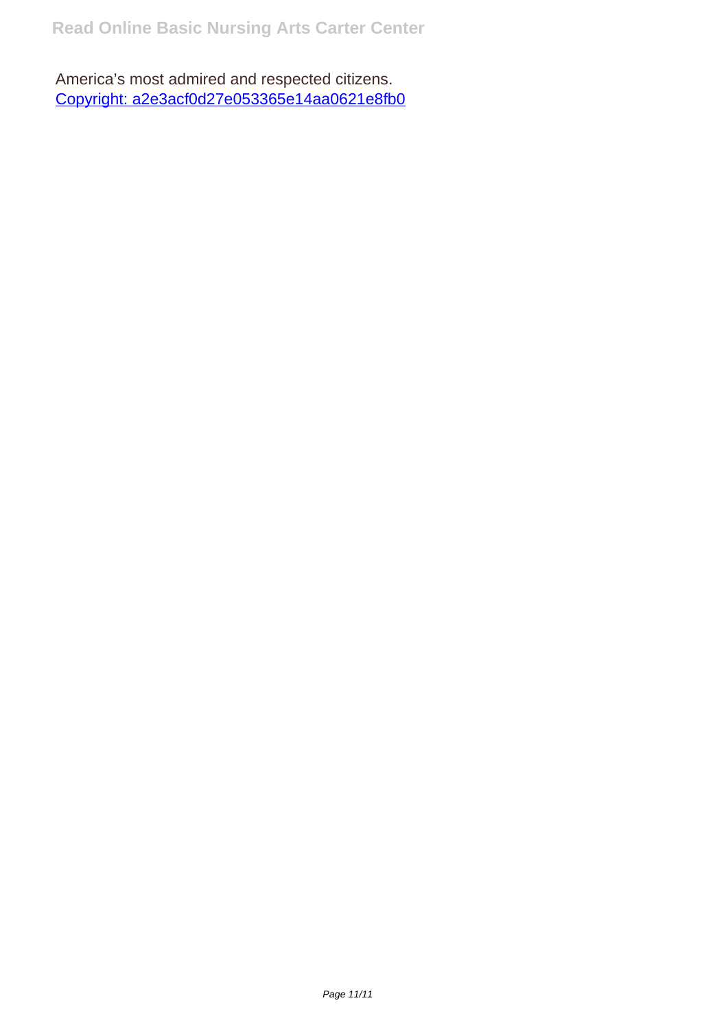America's most admired and respected citizens.
[Copyright: a2e3acf0d27e053365e14aa0621e8fb0]